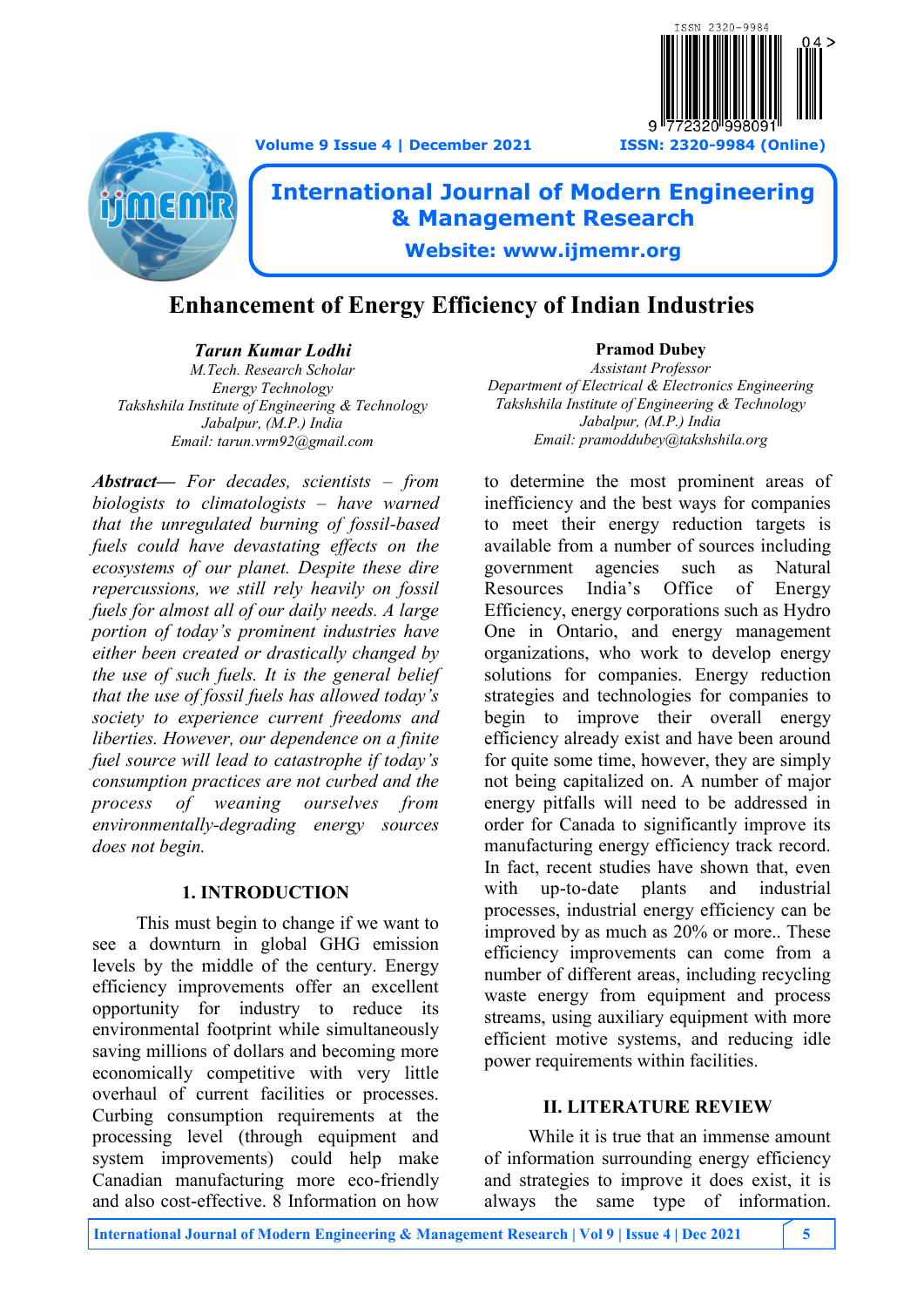# Enhancement of Energy Efficiency of Indian Industries

***Tarun Kumar Lodhi***
*M.Tech. Research Scholar*
*Energy Technology*
*Takshshila Institute of Engineering & Technology*
*Jabalpur, (M.P.) India*
*Email: tarun.vrm92@gmail.com*

**Pramod Dubey**
*Assistant Professor*
*Department of Electrical & Electronics Engineering*
*Takshshila Institute of Engineering & Technology*
*Jabalpur, (M.P.) India*
*Email: pramoddubey@takshshila.org*

***Abstract—*** *For decades, scientists – from biologists to climatologists – have warned that the unregulated burning of fossil-based fuels could have devastating effects on the ecosystems of our planet. Despite these dire repercussions, we still rely heavily on fossil fuels for almost all of our daily needs. A large portion of today's prominent industries have either been created or drastically changed by the use of such fuels. It is the general belief that the use of fossil fuels has allowed today's society to experience current freedoms and liberties. However, our dependence on a finite fuel source will lead to catastrophe if today's consumption practices are not curbed and the process of weaning ourselves from environmentally-degrading energy sources does not begin.*

## 1. INTRODUCTION

This must begin to change if we want to see a downturn in global GHG emission levels by the middle of the century. Energy efficiency improvements offer an excellent opportunity for industry to reduce its environmental footprint while simultaneously saving millions of dollars and becoming more economically competitive with very little overhaul of current facilities or processes. Curbing consumption requirements at the processing level (through equipment and system improvements) could help make Canadian manufacturing more eco-friendly and also cost-effective. 8 Information on how to determine the most prominent areas of inefficiency and the best ways for companies to meet their energy reduction targets is available from a number of sources including government agencies such as Natural Resources India's Office of Energy Efficiency, energy corporations such as Hydro One in Ontario, and energy management organizations, who work to develop energy solutions for companies. Energy reduction strategies and technologies for companies to begin to improve their overall energy efficiency already exist and have been around for quite some time, however, they are simply not being capitalized on. A number of major energy pitfalls will need to be addressed in order for Canada to significantly improve its manufacturing energy efficiency track record. In fact, recent studies have shown that, even with up-to-date plants and industrial processes, industrial energy efficiency can be improved by as much as 20% or more.. These efficiency improvements can come from a number of different areas, including recycling waste energy from equipment and process streams, using auxiliary equipment with more efficient motive systems, and reducing idle power requirements within facilities.

## II. LITERATURE REVIEW

While it is true that an immense amount of information surrounding energy efficiency and strategies to improve it does exist, it is always the same type of information.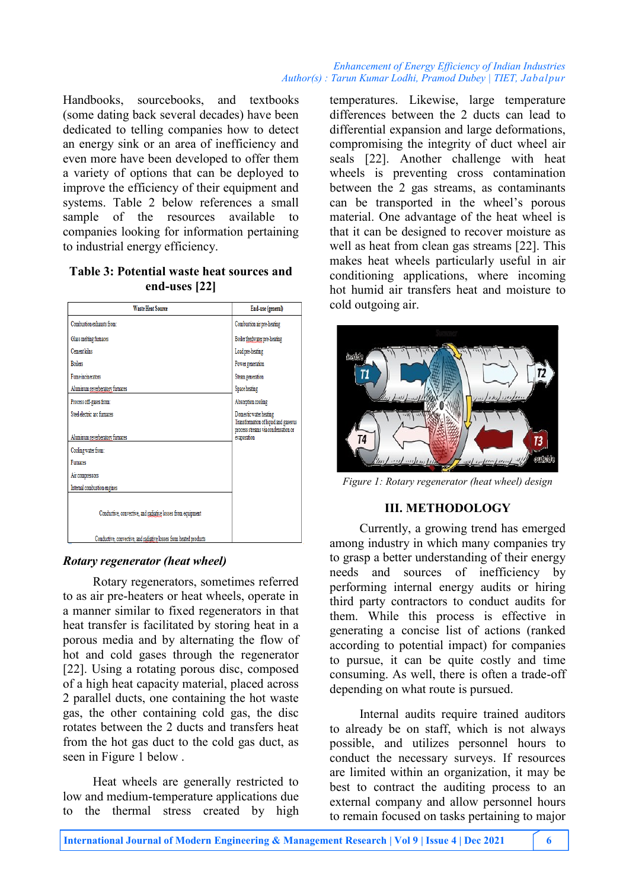Handbooks, sourcebooks, and textbooks (some dating back several decades) have been dedicated to telling companies how to detect an energy sink or an area of inefficiency and even more have been developed to offer them a variety of options that can be deployed to improve the efficiency of their equipment and systems. Table 2 below references a small sample of the resources available to companies looking for information pertaining to industrial energy efficiency.

**Table 3: Potential waste heat sources and end-uses [22]**

| Waste Heat Source | End-use (general) |
|---|---|
| Combustion exhausts from:<br>Glass melting furnaces<br>Cement kilns<br>Boilers<br>Fume incinerators<br>Aluminum reverberatory furnaces | Combustion air pre-heating<br>Boiler feedwater pre-heating<br>Load pre-heating<br>Power generation<br>Steam generation<br>Space heating |
| Process off-gases from:<br>Steel electric arc furnaces<br>Aluminum reverberatory furnaces | Absorption cooling<br>Domestic water heating<br>Transformation of liquid and gaseous process streams via condensation or evaporation |
| Cooling water from:<br>Furnaces<br>Air compressors<br>Internal combustion engines | |
| Conductive, convective, and radiative losses from equipment<br>Conductive, convective, and radiative losses from heated products | |

### *Rotary regenerator (heat wheel)*

Rotary regenerators, sometimes referred to as air pre-heaters or heat wheels, operate in a manner similar to fixed regenerators in that heat transfer is facilitated by storing heat in a porous media and by alternating the flow of hot and cold gases through the regenerator [22]. Using a rotating porous disc, composed of a high heat capacity material, placed across 2 parallel ducts, one containing the hot waste gas, the other containing cold gas, the disc rotates between the 2 ducts and transfers heat from the hot gas duct to the cold gas duct, as seen in Figure 1 below .

Heat wheels are generally restricted to low and medium-temperature applications due to the thermal stress created by high temperatures. Likewise, large temperature differences between the 2 ducts can lead to differential expansion and large deformations, compromising the integrity of duct wheel air seals [22]. Another challenge with heat wheels is preventing cross contamination between the 2 gas streams, as contaminants can be transported in the wheel's porous material. One advantage of the heat wheel is that it can be designed to recover moisture as well as heat from clean gas streams [22]. This makes heat wheels particularly useful in air conditioning applications, where incoming hot humid air transfers heat and moisture to cold outgoing air.

*Figure 1: Rotary regenerator (heat wheel) design*

## III. METHODOLOGY

Currently, a growing trend has emerged among industry in which many companies try to grasp a better understanding of their energy needs and sources of inefficiency by performing internal energy audits or hiring third party contractors to conduct audits for them. While this process is effective in generating a concise list of actions (ranked according to potential impact) for companies to pursue, it can be quite costly and time consuming. As well, there is often a trade-off depending on what route is pursued.

Internal audits require trained auditors to already be on staff, which is not always possible, and utilizes personnel hours to conduct the necessary surveys. If resources are limited within an organization, it may be best to contract the auditing process to an external company and allow personnel hours to remain focused on tasks pertaining to major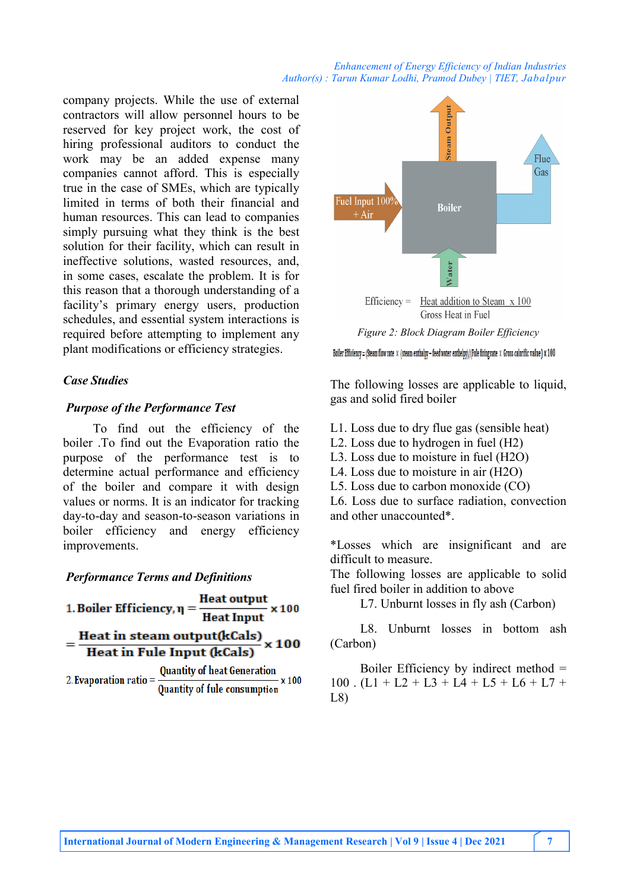company projects. While the use of external contractors will allow personnel hours to be reserved for key project work, the cost of hiring professional auditors to conduct the work may be an added expense many companies cannot afford. This is especially true in the case of SMEs, which are typically limited in terms of both their financial and human resources. This can lead to companies simply pursuing what they think is the best solution for their facility, which can result in ineffective solutions, wasted resources, and, in some cases, escalate the problem. It is for this reason that a thorough understanding of a facility's primary energy users, production schedules, and essential system interactions is required before attempting to implement any plant modifications or efficiency strategies.

### *Case Studies*

### *Purpose of the Performance Test*

To find out the efficiency of the boiler .To find out the Evaporation ratio the purpose of the performance test is to determine actual performance and efficiency of the boiler and compare it with design values or norms. It is an indicator for tracking day-to-day and season-to-season variations in boiler efficiency and energy efficiency improvements.

### *Performance Terms and Definitions*

$$1.\ \textbf{Boiler Efficiency}, \eta = \frac{\textbf{Heat output}}{\textbf{Heat Input}} \times 100$$

$$= \frac{\textbf{Heat in steam output(kCals)}}{\textbf{Heat in Fule Input (kCals)}} \times 100$$

$$2.\ \text{Evaporation ratio} = \frac{\text{Quantity of heat Generation}}{\text{Quantity of fule consumption}} \times 100$$

Steam Output

Flue Gas

Fuel Input 100% + Air

Boiler

Water

$$\text{Efficiency} = \frac{\text{Heat addition to Steam} \times 100}{\text{Gross Heat in Fuel}}$$

*Figure 2: Block Diagram Boiler Efficiency*

$$\text{Boiler Efficiency} = (\text{Steam flow rate} \times (\text{steam enthalpy} - \text{feed water enthalpy}))/(\text{Fule firing rate} \times \text{Gross calorific value}) \times 100$$

The following losses are applicable to liquid, gas and solid fired boiler

L1. Loss due to dry flue gas (sensible heat)
L2. Loss due to hydrogen in fuel ($H_2$)
L3. Loss due to moisture in fuel ($H_2O$)
L4. Loss due to moisture in air ($H_2O$)
L5. Loss due to carbon monoxide (CO)
L6. Loss due to surface radiation, convection and other unaccounted*.

*Losses which are insignificant and are difficult to measure.
The following losses are applicable to solid fuel fired boiler in addition to above

L7. Unburnt losses in fly ash (Carbon)

L8. Unburnt losses in bottom ash (Carbon)

Boiler Efficiency by indirect method = 100 . (L1 + L2 + L3 + L4 + L5 + L6 + L7 + L8)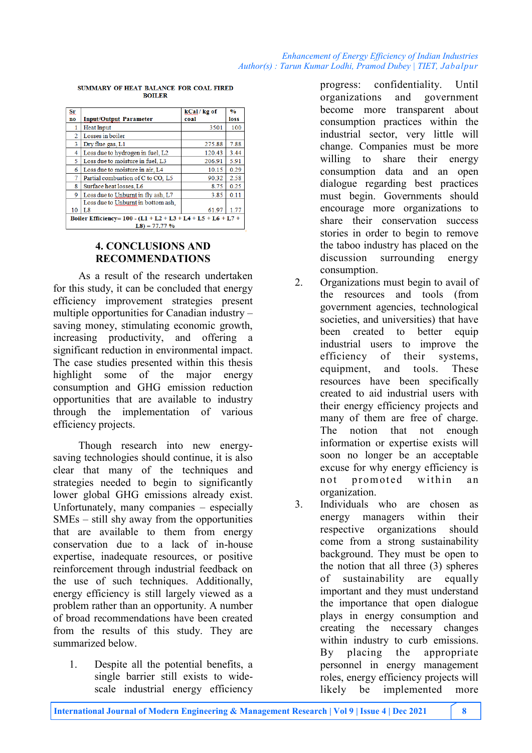SUMMARY OF HEAT BALANCE FOR COAL FIRED BOILER

| Sr no | Input/Output Parameter | kCal / kg of coal | % loss |
|---|---|---|---|
| 1 | Heat Input | 3501 | 100 |
| 2 | Losses in boiler | | |
| 3 | Dry flue gas, L1 | 275.88 | 7.88 |
| 4 | Loss due to hydrogen in fuel, L2 | 120.43 | 3.44 |
| 5 | Loss due to moisture in fuel, L3 | 206.91 | 5.91 |
| 6 | Loss due to moisture in air, L4 | 10.15 | 0.29 |
| 7 | Partial combustion of C to CO, L5 | 90.32 | 2.58 |
| 8 | Surface heat losses, L6 | 8.75 | 0.25 |
| 9 | Loss due to Unburnt in fly ash, L7 | 3.85 | 0.11 |
| 10 | Loss due to Unburnt in bottom ash, L8 | 61.97 | 1.77 |
| **Boiler Efficiency= 100 - (L1 + L2 + L3 + L4 + L5 + L6 + L7 + L8) = 77.77 %** | | | |

## 4. CONCLUSIONS AND RECOMMENDATIONS

As a result of the research undertaken for this study, it can be concluded that energy efficiency improvement strategies present multiple opportunities for Canadian industry – saving money, stimulating economic growth, increasing productivity, and offering a significant reduction in environmental impact. The case studies presented within this thesis highlight some of the major energy consumption and GHG emission reduction opportunities that are available to industry through the implementation of various efficiency projects.

Though research into new energy-saving technologies should continue, it is also clear that many of the techniques and strategies needed to begin to significantly lower global GHG emissions already exist. Unfortunately, many companies – especially SMEs – still shy away from the opportunities that are available to them from energy conservation due to a lack of in-house expertise, inadequate resources, or positive reinforcement through industrial feedback on the use of such techniques. Additionally, energy efficiency is still largely viewed as a problem rather than an opportunity. A number of broad recommendations have been created from the results of this study. They are summarized below.

1. Despite all the potential benefits, a single barrier still exists to wide-scale industrial energy efficiency progress: confidentiality. Until organizations and government become more transparent about consumption practices within the industrial sector, very little will change. Companies must be more willing to share their energy consumption data and an open dialogue regarding best practices must begin. Governments should encourage more organizations to share their conservation success stories in order to begin to remove the taboo industry has placed on the discussion surrounding energy consumption.
2. Organizations must begin to avail of the resources and tools (from government agencies, technological societies, and universities) that have been created to better equip industrial users to improve the efficiency of their systems, equipment, and tools. These resources have been specifically created to aid industrial users with their energy efficiency projects and many of them are free of charge. The notion that not enough information or expertise exists will soon no longer be an acceptable excuse for why energy efficiency is not promoted within an organization.
3. Individuals who are chosen as energy managers within their respective organizations should come from a strong sustainability background. They must be open to the notion that all three (3) spheres of sustainability are equally important and they must understand the importance that open dialogue plays in energy consumption and creating the necessary changes within industry to curb emissions. By placing the appropriate personnel in energy management roles, energy efficiency projects will likely be implemented more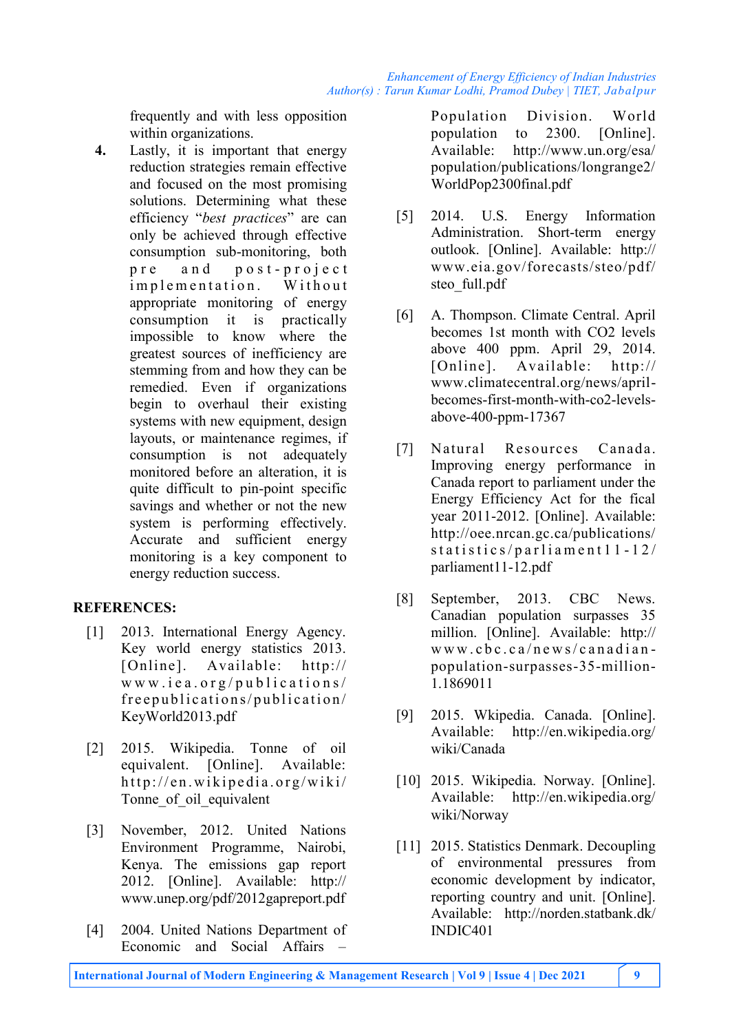frequently and with less opposition within organizations.

4. Lastly, it is important that energy reduction strategies remain effective and focused on the most promising solutions. Determining what these efficiency "*best practices*" are can only be achieved through effective consumption sub-monitoring, both pre and post-project implementation. Without appropriate monitoring of energy consumption it is practically impossible to know where the greatest sources of inefficiency are stemming from and how they can be remedied. Even if organizations begin to overhaul their existing systems with new equipment, design layouts, or maintenance regimes, if consumption is not adequately monitored before an alteration, it is quite difficult to pin-point specific savings and whether or not the new system is performing effectively. Accurate and sufficient energy monitoring is a key component to energy reduction success.

## REFERENCES:

[1] 2013. International Energy Agency. Key world energy statistics 2013. [Online]. Available: http://www.iea.org/publications/freepublications/publication/KeyWorld2013.pdf

[2] 2015. Wikipedia. Tonne of oil equivalent. [Online]. Available: http://en.wikipedia.org/wiki/Tonne_of_oil_equivalent

[3] November, 2012. United Nations Environment Programme, Nairobi, Kenya. The emissions gap report 2012. [Online]. Available: http://www.unep.org/pdf/2012gapreport.pdf

[4] 2004. United Nations Department of Economic and Social Affairs – Population Division. World population to 2300. [Online]. Available: http://www.un.org/esa/population/publications/longrange2/WorldPop2300final.pdf

[5] 2014. U.S. Energy Information Administration. Short-term energy outlook. [Online]. Available: http://www.eia.gov/forecasts/steo/pdf/steo_full.pdf

[6] A. Thompson. Climate Central. April becomes 1st month with CO2 levels above 400 ppm. April 29, 2014. [Online]. Available: http://www.climatecentral.org/news/april-becomes-first-month-with-co2-levels-above-400-ppm-17367

[7] Natural Resources Canada. Improving energy performance in Canada report to parliament under the Energy Efficiency Act for the fical year 2011-2012. [Online]. Available: http://oee.nrcan.gc.ca/publications/statistics/parliament11-12/parliament11-12.pdf

[8] September, 2013. CBC News. Canadian population surpasses 35 million. [Online]. Available: http://www.cbc.ca/news/canadian-population-surpasses-35-million-1.1869011

[9] 2015. Wkipedia. Canada. [Online]. Available: http://en.wikipedia.org/wiki/Canada

[10] 2015. Wikipedia. Norway. [Online]. Available: http://en.wikipedia.org/wiki/Norway

[11] 2015. Statistics Denmark. Decoupling of environmental pressures from economic development by indicator, reporting country and unit. [Online]. Available: http://norden.statbank.dk/INDIC401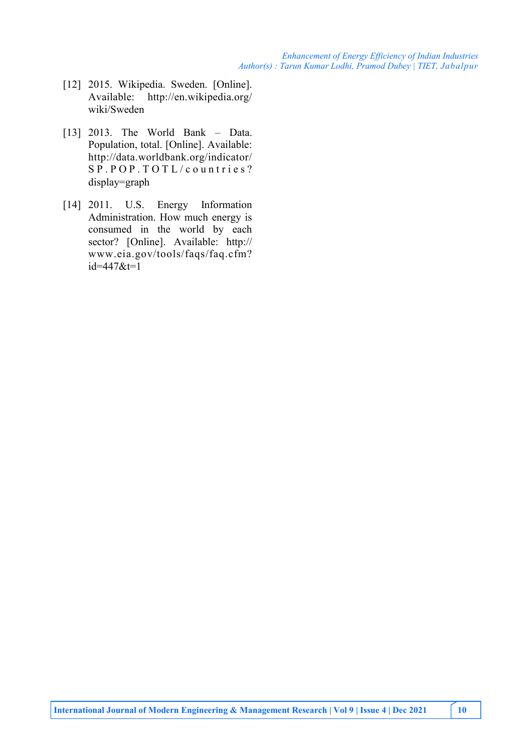[12] 2015. Wikipedia. Sweden. [Online]. Available: http://en.wikipedia.org/wiki/Sweden

[13] 2013. The World Bank – Data. Population, total. [Online]. Available: http://data.worldbank.org/indicator/SP.POP.TOTL/countries?display=graph

[14] 2011. U.S. Energy Information Administration. How much energy is consumed in the world by each sector? [Online]. Available: http://www.eia.gov/tools/faqs/faq.cfm?id=447&t=1